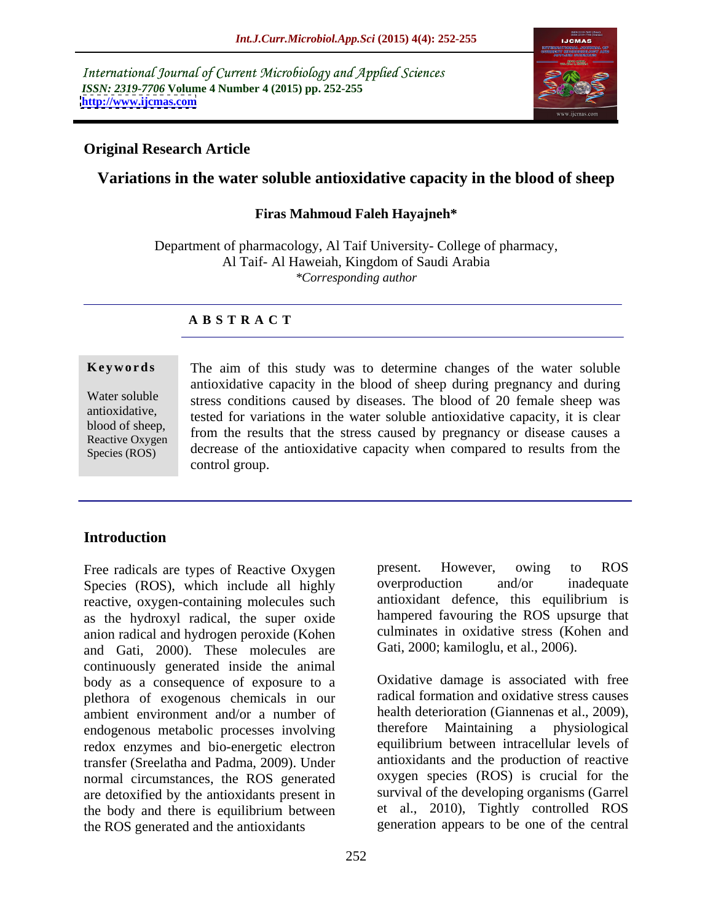International Journal of Current Microbiology and Applied Sciences
*ISSN: 2319-7706* **Volume 4 Number 4 (2015) pp. 252-255**
**http://www.ijcmas.com**

**Original Research Article**

# Variations in the water soluble antioxidative capacity in the blood of sheep

**Firas Mahmoud Faleh Hayajneh***

Department of pharmacology, Al Taif University- College of pharmacy, Al Taif- Al Haweiah, Kingdom of Saudi Arabia
*\*Corresponding author*

## A B S T R A C T

**Keywords**

Water soluble antioxidative, blood of sheep, Reactive Oxygen Species (ROS)

The aim of this study was to determine changes of the water soluble antioxidative capacity in the blood of sheep during pregnancy and during stress conditions caused by diseases. The blood of 20 female sheep was tested for variations in the water soluble antioxidative capacity, it is clear from the results that the stress caused by pregnancy or disease causes a decrease of the antioxidative capacity when compared to results from the control group.

## Introduction

Free radicals are types of Reactive Oxygen Species (ROS), which include all highly reactive, oxygen-containing molecules such as the hydroxyl radical, the super oxide anion radical and hydrogen peroxide (Kohen and Gati, 2000). These molecules are continuously generated inside the animal body as a consequence of exposure to a plethora of exogenous chemicals in our ambient environment and/or a number of endogenous metabolic processes involving redox enzymes and bio-energetic electron transfer (Sreelatha and Padma, 2009). Under normal circumstances, the ROS generated are detoxified by the antioxidants present in the body and there is equilibrium between the ROS generated and the antioxidants present. However, owing to ROS overproduction and/or inadequate antioxidant defence, this equilibrium is hampered favouring the ROS upsurge that culminates in oxidative stress (Kohen and Gati, 2000; kamiloglu, et al., 2006).

Oxidative damage is associated with free radical formation and oxidative stress causes health deterioration (Giannenas et al., 2009), therefore Maintaining a physiological equilibrium between intracellular levels of antioxidants and the production of reactive oxygen species (ROS) is crucial for the survival of the developing organisms (Garrel et al., 2010), Tightly controlled ROS generation appears to be one of the central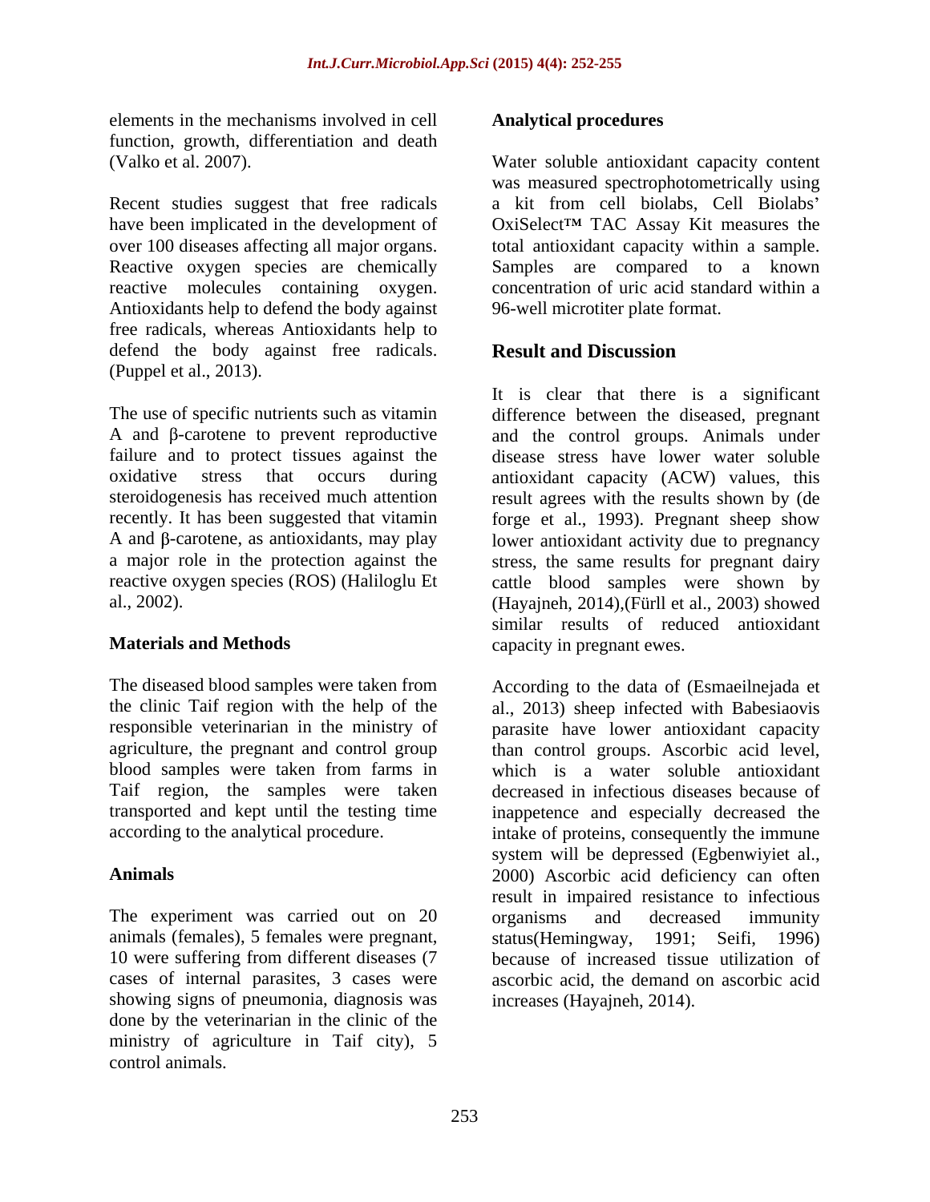elements in the mechanisms involved in cell function, growth, differentiation and death (Valko et al. 2007).

Recent studies suggest that free radicals have been implicated in the development of over 100 diseases affecting all major organs. Reactive oxygen species are chemically reactive molecules containing oxygen. Antioxidants help to defend the body against free radicals, whereas Antioxidants help to defend the body against free radicals. (Puppel et al., 2013).

The use of specific nutrients such as vitamin A and β-carotene to prevent reproductive failure and to protect tissues against the oxidative stress that occurs during steroidogenesis has received much attention recently. It has been suggested that vitamin A and β-carotene, as antioxidants, may play a major role in the protection against the reactive oxygen species (ROS) (Haliloglu Et al., 2002).

## Materials and Methods

The diseased blood samples were taken from the clinic Taif region with the help of the responsible veterinarian in the ministry of agriculture, the pregnant and control group blood samples were taken from farms in Taif region, the samples were taken transported and kept until the testing time according to the analytical procedure.

## Animals

The experiment was carried out on 20 animals (females), 5 females were pregnant, 10 were suffering from different diseases (7 cases of internal parasites, 3 cases were showing signs of pneumonia, diagnosis was done by the veterinarian in the clinic of the ministry of agriculture in Taif city), 5 control animals.

## Analytical procedures

Water soluble antioxidant capacity content was measured spectrophotometrically using a kit from cell biolabs, Cell Biolabs' OxiSelect™ TAC Assay Kit measures the total antioxidant capacity within a sample. Samples are compared to a known concentration of uric acid standard within a 96-well microtiter plate format.

## Result and Discussion

It is clear that there is a significant difference between the diseased, pregnant and the control groups. Animals under disease stress have lower water soluble antioxidant capacity (ACW) values, this result agrees with the results shown by (de forge et al., 1993). Pregnant sheep show lower antioxidant activity due to pregnancy stress, the same results for pregnant dairy cattle blood samples were shown by (Hayajneh, 2014),(Fürll et al., 2003) showed similar results of reduced antioxidant capacity in pregnant ewes.

According to the data of (Esmaeilnejada et al., 2013) sheep infected with Babesiaovis parasite have lower antioxidant capacity than control groups. Ascorbic acid level, which is a water soluble antioxidant decreased in infectious diseases because of inappetence and especially decreased the intake of proteins, consequently the immune system will be depressed (Egbenwiyiet al., 2000) Ascorbic acid deficiency can often result in impaired resistance to infectious organisms and decreased immunity status(Hemingway, 1991; Seifi, 1996) because of increased tissue utilization of ascorbic acid, the demand on ascorbic acid increases (Hayajneh, 2014).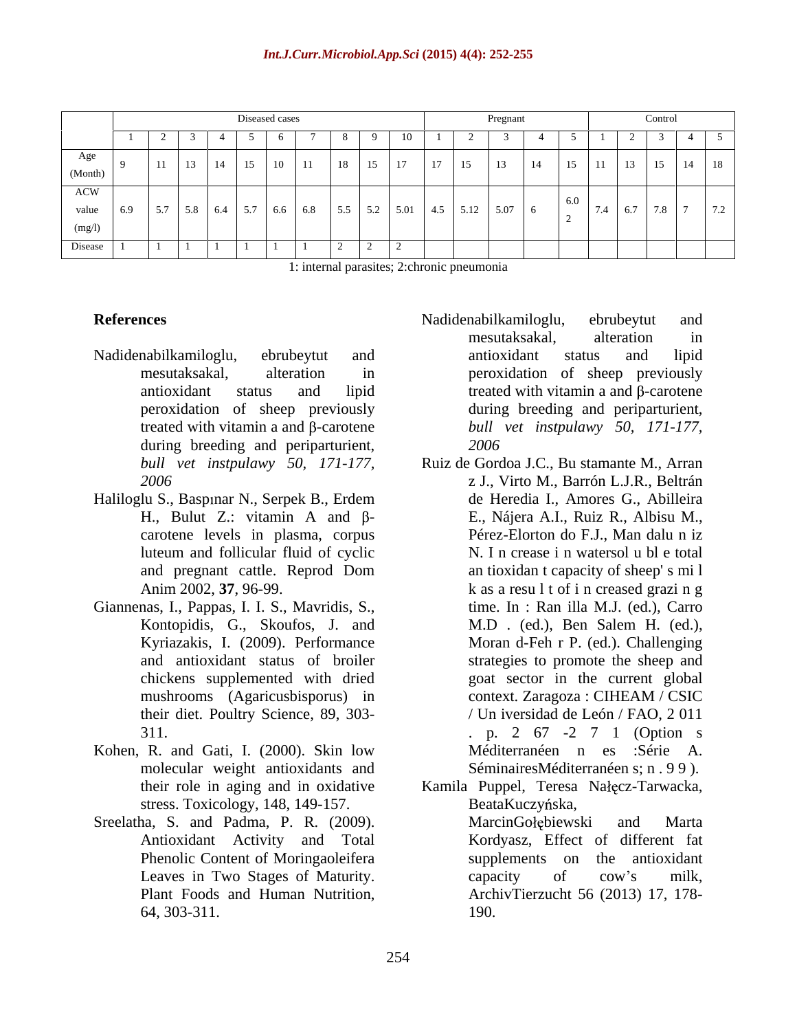| | Diseased cases | | | | | | | | | | Pregnant | | | | | Control | | | | |
|---|---|---|---|---|---|---|---|---|---|---|---|---|---|---|---|---|---|---|---|---|
| | 1 | 2 | 3 | 4 | 5 | 6 | 7 | 8 | 9 | 10 | 1 | 2 | 3 | 4 | 5 | 1 | 2 | 3 | 4 | 5 |
| Age (Month) | 9 | 11 | 13 | 14 | 15 | 10 | 11 | 18 | 15 | 17 | 17 | 15 | 13 | 14 | 15 | 11 | 13 | 15 | 14 | 18 |
| ACW value (mg/l) | 6.9 | 5.7 | 5.8 | 6.4 | 5.7 | 6.6 | 6.8 | 5.5 | 5.2 | 5.01 | 4.5 | 5.12 | 5.07 | 6 | 6.02 | 7.4 | 6.7 | 7.8 | 7 | 7.2 |
| Disease | 1 | 1 | 1 | 1 | 1 | 1 | 1 | 2 | 2 | 2 | | | | | | | | | | |

1: internal parasites; 2:chronic pneumonia

## References

Nadidenabilkamiloglu, ebrubeytut and mesutaksakal, alteration in antioxidant status and lipid peroxidation of sheep previously treated with vitamin a and β-carotene during breeding and periparturient, *bull vet instpulawy 50, 171-177, 2006*

Haliloglu S., Baspınar N., Serpek B., Erdem H., Bulut Z.: vitamin A and β-carotene levels in plasma, corpus luteum and follicular fluid of cyclic and pregnant cattle. Reprod Dom Anim 2002, **37**, 96-99.

Giannenas, I., Pappas, I. I. S., Mavridis, S., Kontopidis, G., Skoufos, J. and Kyriazakis, I. (2009). Performance and antioxidant status of broiler chickens supplemented with dried mushrooms (Agaricusbisporus) in their diet. Poultry Science, 89, 303-311.

Kohen, R. and Gati, I. (2000). Skin low molecular weight antioxidants and their role in aging and in oxidative stress. Toxicology, 148, 149-157.

Sreelatha, S. and Padma, P. R. (2009). Antioxidant Activity and Total Phenolic Content of Moringaoleifera Leaves in Two Stages of Maturity. Plant Foods and Human Nutrition, 64, 303-311.

Nadidenabilkamiloglu, ebrubeytut and mesutaksakal, alteration in antioxidant status and lipid peroxidation of sheep previously treated with vitamin a and β-carotene during breeding and periparturient, *bull vet instpulawy 50, 171-177, 2006*

Ruiz de Gordoa J.C., Bu stamante M., Arran z J., Virto M., Barrón L.J.R., Beltrán de Heredia I., Amores G., Abilleira E., Nájera A.I., Ruiz R., Albisu M., Pérez-Elorton do F.J., Man dalu n iz N. I n crease i n watersol u bl e total an tioxidan t capacity of sheep' s mi l k as a resu l t of i n creased grazi n g time. In : Ran illa M.J. (ed.), Carro M.D . (ed.), Ben Salem H. (ed.), Moran d-Feh r P. (ed.). Challenging strategies to promote the sheep and goat sector in the current global context. Zaragoza : CIHEAM / CSIC / Un iversidad de León / FAO, 2 011 . p. 2 67 -2 7 1 (Option s Méditerranéen n es :Série A. SéminairesMéditerranéen s; n . 9 9 ).

Kamila Puppel, Teresa Nałęcz-Tarwacka, BeataKuczyńska, MarcinGołębiewski and Marta Kordyasz, Effect of different fat supplements on the antioxidant capacity of cow's milk, ArchivTierzucht 56 (2013) 17, 178-190.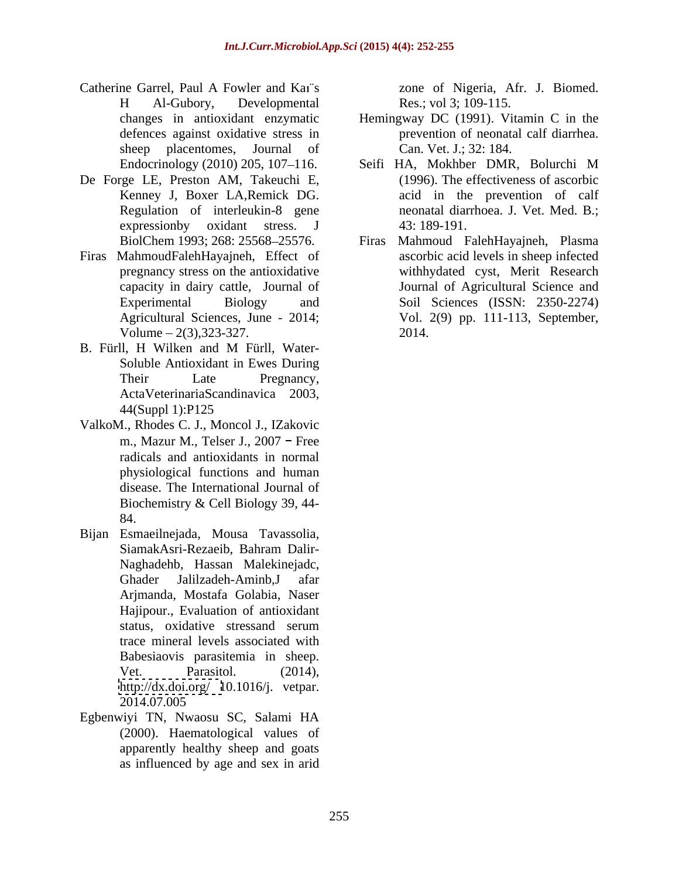Catherine Garrel, Paul A Fowler and Kaı¨s H Al-Gubory, Developmental changes in antioxidant enzymatic defences against oxidative stress in sheep placentomes, Journal of Endocrinology (2010) 205, 107–116.

De Forge LE, Preston AM, Takeuchi E, Kenney J, Boxer LA,Remick DG. Regulation of interleukin-8 gene expressionby oxidant stress. J BiolChem 1993; 268: 25568–25576.

Firas MahmoudFalehHayajneh, Effect of pregnancy stress on the antioxidative capacity in dairy cattle, Journal of Experimental Biology and Agricultural Sciences, June - 2014; Volume – 2(3),323-327.

B. Fürll, H Wilken and M Fürll, Water-Soluble Antioxidant in Ewes During Their Late Pregnancy, ActaVeterinariaScandinavica 2003, 44(Suppl 1):P125

ValkoM., Rhodes C. J., Moncol J., IZakovic m., Mazur M., Telser J., 2007 – Free radicals and antioxidants in normal physiological functions and human disease. The International Journal of Biochemistry & Cell Biology 39, 44-84.

Bijan Esmaeilnejada, Mousa Tavassolia, SiamakAsri-Rezaeib, Bahram Dalir-Naghadehb, Hassan Malekinejadc, Ghader Jalilzadeh-Aminb,J afar Arjmanda, Mostafa Golabia, Naser Hajipour., Evaluation of antioxidant status, oxidative stressand serum trace mineral levels associated with Babesiaovis parasitemia in sheep. Vet. Parasitol. (2014), http://dx.doi.org/ 10.1016/j. vetpar. 2014.07.005

Egbenwiyi TN, Nwaosu SC, Salami HA (2000). Haematological values of apparently healthy sheep and goats as influenced by age and sex in arid zone of Nigeria, Afr. J. Biomed. Res.; vol 3; 109-115.

Hemingway DC (1991). Vitamin C in the prevention of neonatal calf diarrhea. Can. Vet. J.; 32: 184.

Seifi HA, Mokhber DMR, Bolurchi M (1996). The effectiveness of ascorbic acid in the prevention of calf neonatal diarrhoea. J. Vet. Med. B.; 43: 189-191.

Firas Mahmoud FalehHayajneh, Plasma ascorbic acid levels in sheep infected withhydated cyst, Merit Research Journal of Agricultural Science and Soil Sciences (ISSN: 2350-2274) Vol. 2(9) pp. 111-113, September, 2014.